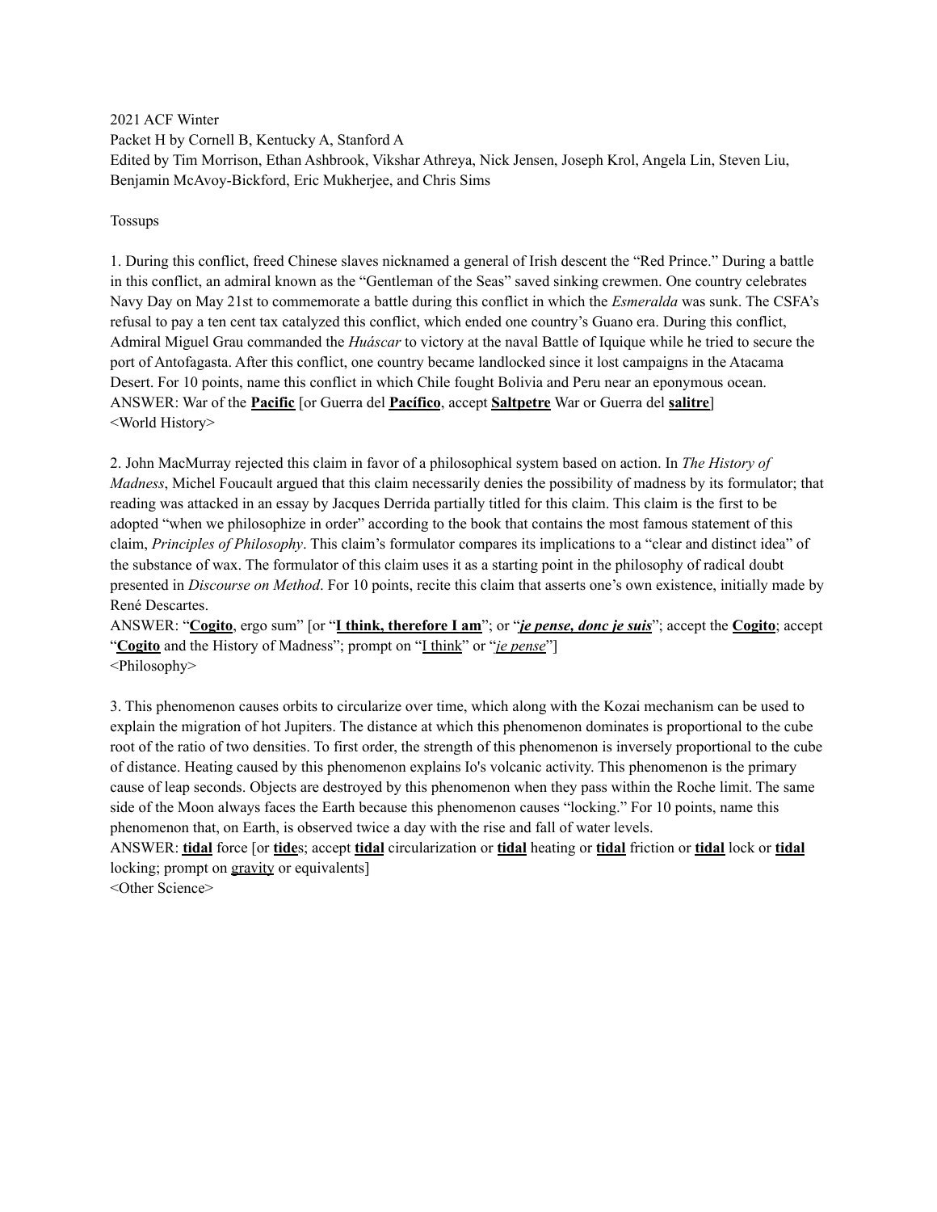2021 ACF Winter
Packet H by Cornell B, Kentucky A, Stanford A
Edited by Tim Morrison, Ethan Ashbrook, Vikshar Athreya, Nick Jensen, Joseph Krol, Angela Lin, Steven Liu, Benjamin McAvoy-Bickford, Eric Mukherjee, and Chris Sims

Tossups

1. During this conflict, freed Chinese slaves nicknamed a general of Irish descent the "Red Prince." During a battle in this conflict, an admiral known as the "Gentleman of the Seas" saved sinking crewmen. One country celebrates Navy Day on May 21st to commemorate a battle during this conflict in which the *Esmeralda* was sunk. The CSFA's refusal to pay a ten cent tax catalyzed this conflict, which ended one country's Guano era. During this conflict, Admiral Miguel Grau commanded the *Huáscar* to victory at the naval Battle of Iquique while he tried to secure the port of Antofagasta. After this conflict, one country became landlocked since it lost campaigns in the Atacama Desert. For 10 points, name this conflict in which Chile fought Bolivia and Peru near an eponymous ocean.
ANSWER: War of the **Pacific** [or Guerra del **Pacífico**, accept **Saltpetre** War or Guerra del **salitre**]
<World History>

2. John MacMurray rejected this claim in favor of a philosophical system based on action. In *The History of Madness*, Michel Foucault argued that this claim necessarily denies the possibility of madness by its formulator; that reading was attacked in an essay by Jacques Derrida partially titled for this claim. This claim is the first to be adopted "when we philosophize in order" according to the book that contains the most famous statement of this claim, *Principles of Philosophy*. This claim's formulator compares its implications to a "clear and distinct idea" of the substance of wax. The formulator of this claim uses it as a starting point in the philosophy of radical doubt presented in *Discourse on Method*. For 10 points, recite this claim that asserts one's own existence, initially made by René Descartes.
ANSWER: "**Cogito**, ergo sum" [or "**I think, therefore I am**"; or "***je pense, donc je suis***"; accept the **Cogito**; accept "**Cogito** and the History of Madness"; prompt on "I think" or "*je pense*"]
<Philosophy>

3. This phenomenon causes orbits to circularize over time, which along with the Kozai mechanism can be used to explain the migration of hot Jupiters. The distance at which this phenomenon dominates is proportional to the cube root of the ratio of two densities. To first order, the strength of this phenomenon is inversely proportional to the cube of distance. Heating caused by this phenomenon explains Io's volcanic activity. This phenomenon is the primary cause of leap seconds. Objects are destroyed by this phenomenon when they pass within the Roche limit. The same side of the Moon always faces the Earth because this phenomenon causes "locking." For 10 points, name this phenomenon that, on Earth, is observed twice a day with the rise and fall of water levels.
ANSWER: **tidal** force [or **tide**s; accept **tidal** circularization or **tidal** heating or **tidal** friction or **tidal** lock or **tidal** locking; prompt on gravity or equivalents]
<Other Science>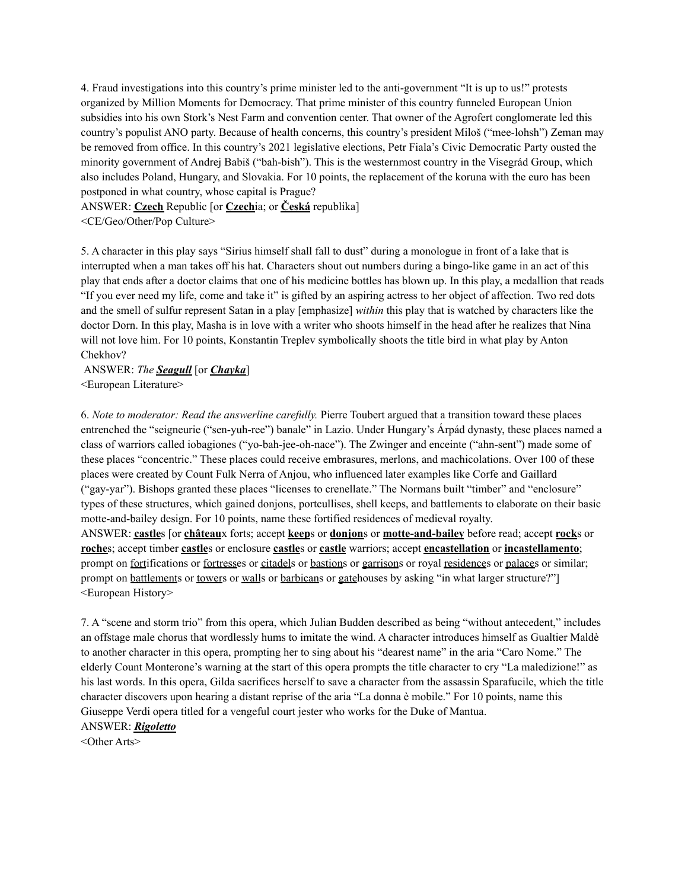4. Fraud investigations into this country's prime minister led to the anti-government "It is up to us!" protests organized by Million Moments for Democracy. That prime minister of this country funneled European Union subsidies into his own Stork's Nest Farm and convention center. That owner of the Agrofert conglomerate led this country's populist ANO party. Because of health concerns, this country's president Miloš ("mee-lohsh") Zeman may be removed from office. In this country's 2021 legislative elections, Petr Fiala's Civic Democratic Party ousted the minority government of Andrej Babiš ("bah-bish"). This is the westernmost country in the Visegrád Group, which also includes Poland, Hungary, and Slovakia. For 10 points, the replacement of the koruna with the euro has been postponed in what country, whose capital is Prague?

ANSWER: **Czech** Republic [or **Czech**ia; or **Česká** republika]

<CE/Geo/Other/Pop Culture>

5. A character in this play says "Sirius himself shall fall to dust" during a monologue in front of a lake that is interrupted when a man takes off his hat. Characters shout out numbers during a bingo-like game in an act of this play that ends after a doctor claims that one of his medicine bottles has blown up. In this play, a medallion that reads "If you ever need my life, come and take it" is gifted by an aspiring actress to her object of affection. Two red dots and the smell of sulfur represent Satan in a play [emphasize] *within* this play that is watched by characters like the doctor Dorn. In this play, Masha is in love with a writer who shoots himself in the head after he realizes that Nina will not love him. For 10 points, Konstantin Treplev symbolically shoots the title bird in what play by Anton Chekhov?

ANSWER: *The* ***Seagull*** [or ***Chayka***]

<European Literature>

6. *Note to moderator: Read the answerline carefully.* Pierre Toubert argued that a transition toward these places entrenched the "seigneurie ("sen-yuh-ree") banale" in Lazio. Under Hungary's Árpád dynasty, these places named a class of warriors called iobagiones ("yo-bah-jee-oh-nace"). The Zwinger and enceinte ("ahn-sent") made some of these places "concentric." These places could receive embrasures, merlons, and machicolations. Over 100 of these places were created by Count Fulk Nerra of Anjou, who influenced later examples like Corfe and Gaillard ("gay-yar"). Bishops granted these places "licenses to crenellate." The Normans built "timber" and "enclosure" types of these structures, which gained donjons, portcullises, shell keeps, and battlements to elaborate on their basic motte-and-bailey design. For 10 points, name these fortified residences of medieval royalty.

ANSWER: **castle**s [or **château**x forts; accept **keep**s or **donjon**s or **motte-and-bailey** before read; accept **rock**s or **roche**s; accept timber **castle**s or enclosure **castle**s or **castle** warriors; accept **encastellation** or **incastellamento**; prompt on fortifications or fortresses or citadels or bastions or garrisons or royal residences or palaces or similar; prompt on battlements or towers or walls or barbicans or gatehouses by asking "in what larger structure?"]

<European History>

7. A "scene and storm trio" from this opera, which Julian Budden described as being "without antecedent," includes an offstage male chorus that wordlessly hums to imitate the wind. A character introduces himself as Gualtier Maldè to another character in this opera, prompting her to sing about his "dearest name" in the aria "Caro Nome." The elderly Count Monterone's warning at the start of this opera prompts the title character to cry "La maledizione!" as his last words. In this opera, Gilda sacrifices herself to save a character from the assassin Sparafucile, which the title character discovers upon hearing a distant reprise of the aria "La donna è mobile." For 10 points, name this Giuseppe Verdi opera titled for a vengeful court jester who works for the Duke of Mantua.

ANSWER: ***Rigoletto***

<Other Arts>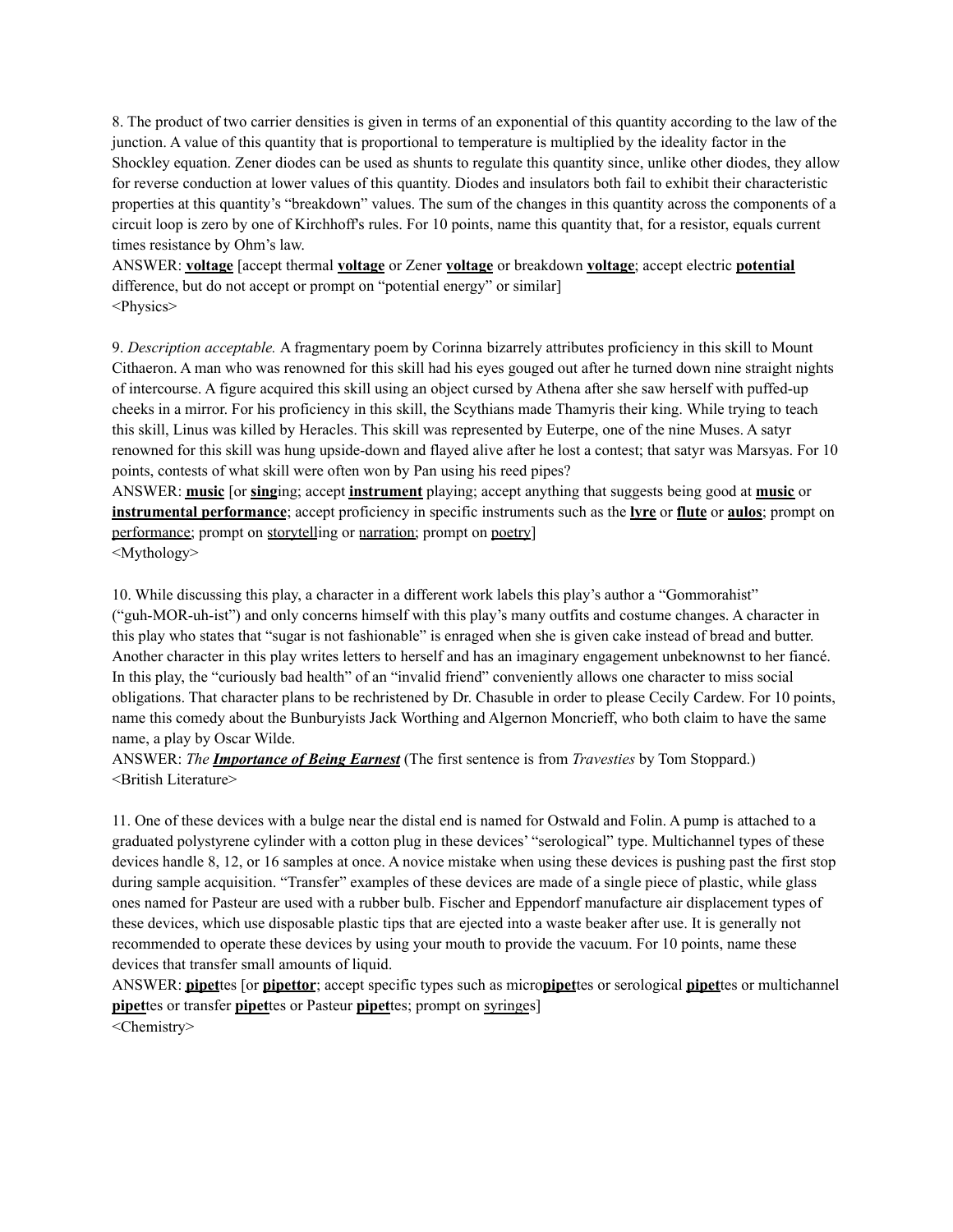8. The product of two carrier densities is given in terms of an exponential of this quantity according to the law of the junction. A value of this quantity that is proportional to temperature is multiplied by the ideality factor in the Shockley equation. Zener diodes can be used as shunts to regulate this quantity since, unlike other diodes, they allow for reverse conduction at lower values of this quantity. Diodes and insulators both fail to exhibit their characteristic properties at this quantity's "breakdown" values. The sum of the changes in this quantity across the components of a circuit loop is zero by one of Kirchhoff's rules. For 10 points, name this quantity that, for a resistor, equals current times resistance by Ohm's law.
ANSWER: **voltage** [accept thermal **voltage** or Zener **voltage** or breakdown **voltage**; accept electric **potential** difference, but do not accept or prompt on "potential energy" or similar]
<Physics>

9. *Description acceptable.* A fragmentary poem by Corinna bizarrely attributes proficiency in this skill to Mount Cithaeron. A man who was renowned for this skill had his eyes gouged out after he turned down nine straight nights of intercourse. A figure acquired this skill using an object cursed by Athena after she saw herself with puffed-up cheeks in a mirror. For his proficiency in this skill, the Scythians made Thamyris their king. While trying to teach this skill, Linus was killed by Heracles. This skill was represented by Euterpe, one of the nine Muses. A satyr renowned for this skill was hung upside-down and flayed alive after he lost a contest; that satyr was Marsyas. For 10 points, contests of what skill were often won by Pan using his reed pipes?
ANSWER: **music** [or **sing**ing; accept **instrument** playing; accept anything that suggests being good at **music** or **instrumental performance**; accept proficiency in specific instruments such as the **lyre** or **flute** or **aulos**; prompt on performance; prompt on storytelling or narration; prompt on poetry]
<Mythology>

10. While discussing this play, a character in a different work labels this play's author a "Gommorahist" ("guh-MOR-uh-ist") and only concerns himself with this play's many outfits and costume changes. A character in this play who states that "sugar is not fashionable" is enraged when she is given cake instead of bread and butter. Another character in this play writes letters to herself and has an imaginary engagement unbeknownst to her fiancé. In this play, the "curiously bad health" of an "invalid friend" conveniently allows one character to miss social obligations. That character plans to be rechristened by Dr. Chasuble in order to please Cecily Cardew. For 10 points, name this comedy about the Bunburyists Jack Worthing and Algernon Moncrieff, who both claim to have the same name, a play by Oscar Wilde.
ANSWER: *The* ***Importance of Being Earnest*** (The first sentence is from *Travesties* by Tom Stoppard.)
<British Literature>

11. One of these devices with a bulge near the distal end is named for Ostwald and Folin. A pump is attached to a graduated polystyrene cylinder with a cotton plug in these devices' "serological" type. Multichannel types of these devices handle 8, 12, or 16 samples at once. A novice mistake when using these devices is pushing past the first stop during sample acquisition. "Transfer" examples of these devices are made of a single piece of plastic, while glass ones named for Pasteur are used with a rubber bulb. Fischer and Eppendorf manufacture air displacement types of these devices, which use disposable plastic tips that are ejected into a waste beaker after use. It is generally not recommended to operate these devices by using your mouth to provide the vacuum. For 10 points, name these devices that transfer small amounts of liquid.
ANSWER: **pipet**tes [or **pipettor**; accept specific types such as micro**pipet**tes or serological **pipet**tes or multichannel **pipet**tes or transfer **pipet**tes or Pasteur **pipet**tes; prompt on syringes]
<Chemistry>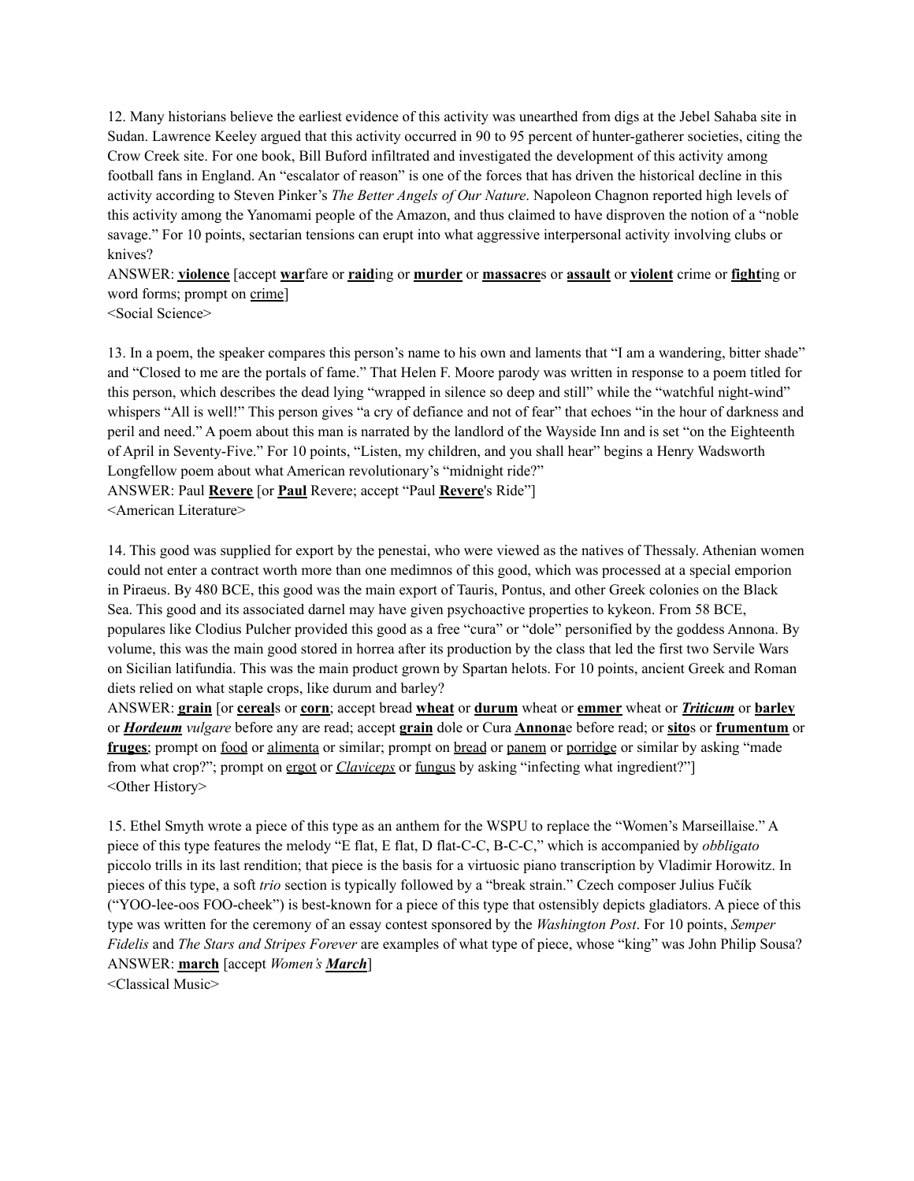12. Many historians believe the earliest evidence of this activity was unearthed from digs at the Jebel Sahaba site in Sudan. Lawrence Keeley argued that this activity occurred in 90 to 95 percent of hunter-gatherer societies, citing the Crow Creek site. For one book, Bill Buford infiltrated and investigated the development of this activity among football fans in England. An "escalator of reason" is one of the forces that has driven the historical decline in this activity according to Steven Pinker's *The Better Angels of Our Nature*. Napoleon Chagnon reported high levels of this activity among the Yanomami people of the Amazon, and thus claimed to have disproven the notion of a "noble savage." For 10 points, sectarian tensions can erupt into what aggressive interpersonal activity involving clubs or knives?

ANSWER: **violence** [accept **war**fare or **raid**ing or **murder** or **massacre**s or **assault** or **violent** crime or **fight**ing or word forms; prompt on crime]

<Social Science>

13. In a poem, the speaker compares this person's name to his own and laments that "I am a wandering, bitter shade" and "Closed to me are the portals of fame." That Helen F. Moore parody was written in response to a poem titled for this person, which describes the dead lying "wrapped in silence so deep and still" while the "watchful night-wind" whispers "All is well!" This person gives "a cry of defiance and not of fear" that echoes "in the hour of darkness and peril and need." A poem about this man is narrated by the landlord of the Wayside Inn and is set "on the Eighteenth of April in Seventy-Five." For 10 points, "Listen, my children, and you shall hear" begins a Henry Wadsworth Longfellow poem about what American revolutionary's "midnight ride?"

ANSWER: Paul **Revere** [or **Paul** Revere; accept "Paul **Revere**'s Ride"]

<American Literature>

14. This good was supplied for export by the penestai, who were viewed as the natives of Thessaly. Athenian women could not enter a contract worth more than one medimnos of this good, which was processed at a special emporion in Piraeus. By 480 BCE, this good was the main export of Tauris, Pontus, and other Greek colonies on the Black Sea. This good and its associated darnel may have given psychoactive properties to kykeon. From 58 BCE, populares like Clodius Pulcher provided this good as a free "cura" or "dole" personified by the goddess Annona. By volume, this was the main good stored in horrea after its production by the class that led the first two Servile Wars on Sicilian latifundia. This was the main product grown by Spartan helots. For 10 points, ancient Greek and Roman diets relied on what staple crops, like durum and barley?

ANSWER: **grain** [or **cereal**s or **corn**; accept bread **wheat** or **durum** wheat or **emmer** wheat or ***Triticum*** or **barley** or ***Hordeum*** *vulgare* before any are read; accept **grain** dole or Cura **Annona**e before read; or **sito**s or **frumentum** or **fruges**; prompt on food or alimenta or similar; prompt on bread or panem or porridge or similar by asking "made from what crop?"; prompt on ergot or *Claviceps* or fungus by asking "infecting what ingredient?"]

<Other History>

15. Ethel Smyth wrote a piece of this type as an anthem for the WSPU to replace the "Women's Marseillaise." A piece of this type features the melody "E flat, E flat, D flat-C-C, B-C-C," which is accompanied by *obbligato* piccolo trills in its last rendition; that piece is the basis for a virtuosic piano transcription by Vladimir Horowitz. In pieces of this type, a soft *trio* section is typically followed by a "break strain." Czech composer Julius Fučík ("YOO-lee-oos FOO-cheek") is best-known for a piece of this type that ostensibly depicts gladiators. A piece of this type was written for the ceremony of an essay contest sponsored by the *Washington Post*. For 10 points, *Semper Fidelis* and *The Stars and Stripes Forever* are examples of what type of piece, whose "king" was John Philip Sousa?

ANSWER: **march** [accept *Women's* ***March***]

<Classical Music>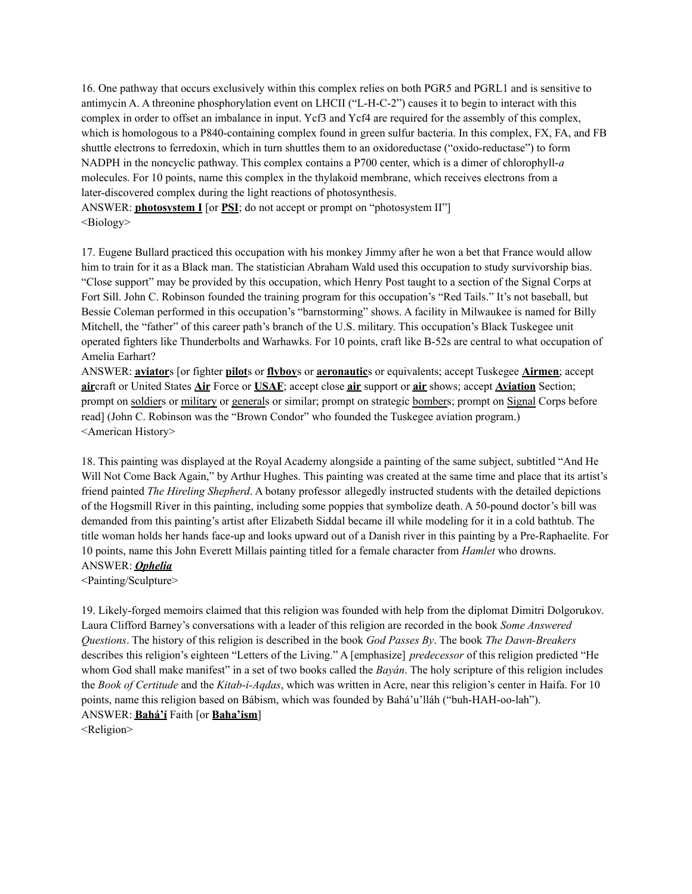16. One pathway that occurs exclusively within this complex relies on both PGR5 and PGRL1 and is sensitive to antimycin A. A threonine phosphorylation event on LHCII ("L-H-C-2") causes it to begin to interact with this complex in order to offset an imbalance in input. Ycf3 and Ycf4 are required for the assembly of this complex, which is homologous to a P840-containing complex found in green sulfur bacteria. In this complex, FX, FA, and FB shuttle electrons to ferredoxin, which in turn shuttles them to an oxidoreductase ("oxido-reductase") to form NADPH in the noncyclic pathway. This complex contains a P700 center, which is a dimer of chlorophyll-*a* molecules. For 10 points, name this complex in the thylakoid membrane, which receives electrons from a later-discovered complex during the light reactions of photosynthesis.
ANSWER: **photosystem I** [or **PSI**; do not accept or prompt on "photosystem II"]
<Biology>

17. Eugene Bullard practiced this occupation with his monkey Jimmy after he won a bet that France would allow him to train for it as a Black man. The statistician Abraham Wald used this occupation to study survivorship bias. "Close support" may be provided by this occupation, which Henry Post taught to a section of the Signal Corps at Fort Sill. John C. Robinson founded the training program for this occupation's "Red Tails." It's not baseball, but Bessie Coleman performed in this occupation's "barnstorming" shows. A facility in Milwaukee is named for Billy Mitchell, the "father" of this career path's branch of the U.S. military. This occupation's Black Tuskegee unit operated fighters like Thunderbolts and Warhawks. For 10 points, craft like B-52s are central to what occupation of Amelia Earhart?
ANSWER: **aviator**s [or fighter **pilot**s or **flyboy**s or **aeronautic**s or equivalents; accept Tuskegee **Airmen**; accept **air**craft or United States **Air** Force or **USAF**; accept close **air** support or **air** shows; accept **Aviation** Section; prompt on soldiers or military or generals or similar; prompt on strategic bombers; prompt on Signal Corps before read] (John C. Robinson was the "Brown Condor" who founded the Tuskegee aviation program.)
<American History>

18. This painting was displayed at the Royal Academy alongside a painting of the same subject, subtitled "And He Will Not Come Back Again," by Arthur Hughes. This painting was created at the same time and place that its artist's friend painted *The Hireling Shepherd*. A botany professor allegedly instructed students with the detailed depictions of the Hogsmill River in this painting, including some poppies that symbolize death. A 50-pound doctor's bill was demanded from this painting's artist after Elizabeth Siddal became ill while modeling for it in a cold bathtub. The title woman holds her hands face-up and looks upward out of a Danish river in this painting by a Pre-Raphaelite. For 10 points, name this John Everett Millais painting titled for a female character from *Hamlet* who drowns.
ANSWER: ***Ophelia***
<Painting/Sculpture>

19. Likely-forged memoirs claimed that this religion was founded with help from the diplomat Dimitri Dolgorukov. Laura Clifford Barney's conversations with a leader of this religion are recorded in the book *Some Answered Questions*. The history of this religion is described in the book *God Passes By*. The book *The Dawn-Breakers* describes this religion's eighteen "Letters of the Living." A [emphasize] *predecessor* of this religion predicted "He whom God shall make manifest" in a set of two books called the *Bayán*. The holy scripture of this religion includes the *Book of Certitude* and the *Kitab-i-Aqdas*, which was written in Acre, near this religion's center in Haifa. For 10 points, name this religion based on Bábism, which was founded by Bahá'u'lláh ("buh-HAH-oo-lah").
ANSWER: **Bahá'í** Faith [or **Baha'ism**]
<Religion>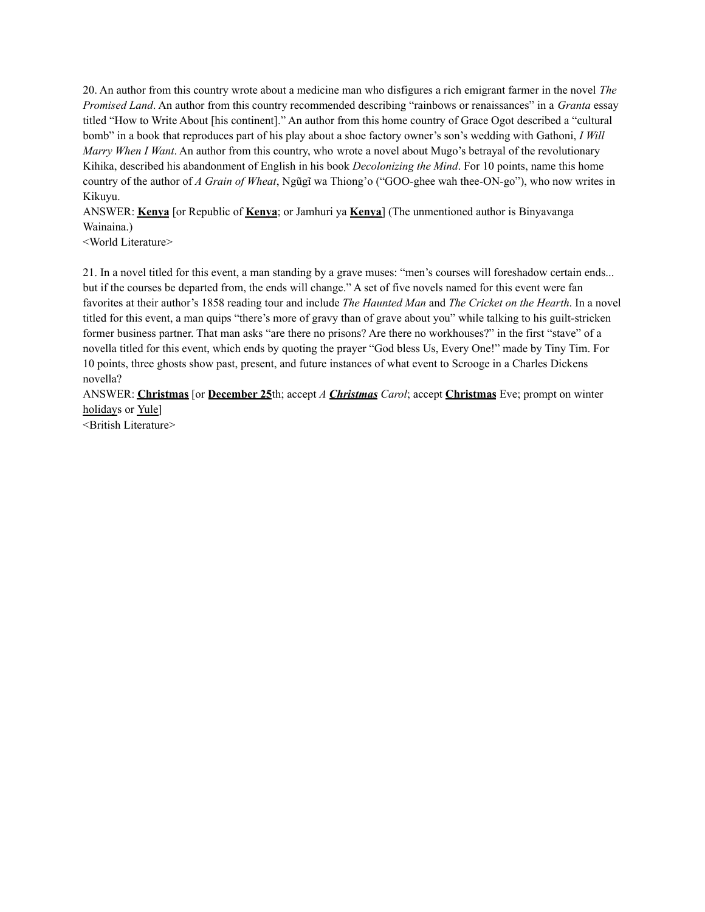20. An author from this country wrote about a medicine man who disfigures a rich emigrant farmer in the novel *The Promised Land*. An author from this country recommended describing "rainbows or renaissances" in a *Granta* essay titled "How to Write About [his continent]." An author from this home country of Grace Ogot described a "cultural bomb" in a book that reproduces part of his play about a shoe factory owner's son's wedding with Gathoni, *I Will Marry When I Want*. An author from this country, who wrote a novel about Mugo's betrayal of the revolutionary Kihika, described his abandonment of English in his book *Decolonizing the Mind*. For 10 points, name this home country of the author of *A Grain of Wheat*, Ngũgĩ wa Thiong'o ("GOO-ghee wah thee-ON-go"), who now writes in Kikuyu.

ANSWER: **Kenya** [or Republic of **Kenya**; or Jamhuri ya **Kenya**] (The unmentioned author is Binyavanga Wainaina.)

<World Literature>

21. In a novel titled for this event, a man standing by a grave muses: "men's courses will foreshadow certain ends... but if the courses be departed from, the ends will change." A set of five novels named for this event were fan favorites at their author's 1858 reading tour and include *The Haunted Man* and *The Cricket on the Hearth*. In a novel titled for this event, a man quips "there's more of gravy than of grave about you" while talking to his guilt-stricken former business partner. That man asks "are there no prisons? Are there no workhouses?" in the first "stave" of a novella titled for this event, which ends by quoting the prayer "God bless Us, Every One!" made by Tiny Tim. For 10 points, three ghosts show past, present, and future instances of what event to Scrooge in a Charles Dickens novella?

ANSWER: **Christmas** [or **December 25**th; accept *A **Christmas** Carol*; accept **Christmas** Eve; prompt on winter holidays or Yule]

<British Literature>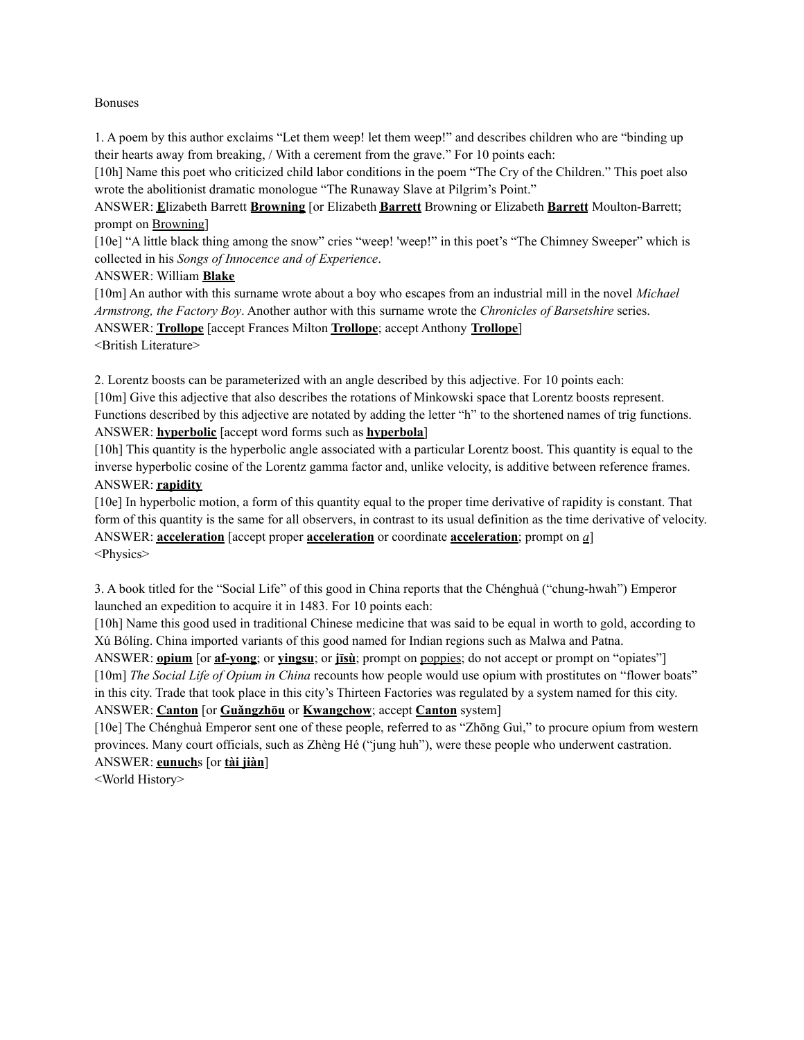Bonuses

1. A poem by this author exclaims "Let them weep! let them weep!" and describes children who are "binding up their hearts away from breaking, / With a cerement from the grave." For 10 points each:

[10h] Name this poet who criticized child labor conditions in the poem "The Cry of the Children." This poet also wrote the abolitionist dramatic monologue "The Runaway Slave at Pilgrim's Point."

ANSWER: **E**lizabeth Barrett **Browning** [or Elizabeth **Barrett** Browning or Elizabeth **Barrett** Moulton-Barrett; prompt on Browning]

[10e] "A little black thing among the snow" cries "weep! 'weep!" in this poet's "The Chimney Sweeper" which is collected in his *Songs of Innocence and of Experience*.

ANSWER: William **Blake**

[10m] An author with this surname wrote about a boy who escapes from an industrial mill in the novel *Michael Armstrong, the Factory Boy*. Another author with this surname wrote the *Chronicles of Barsetshire* series.

ANSWER: **Trollope** [accept Frances Milton **Trollope**; accept Anthony **Trollope**]

<British Literature>

2. Lorentz boosts can be parameterized with an angle described by this adjective. For 10 points each:

[10m] Give this adjective that also describes the rotations of Minkowski space that Lorentz boosts represent. Functions described by this adjective are notated by adding the letter "h" to the shortened names of trig functions.

ANSWER: **hyperbolic** [accept word forms such as **hyperbola**]

[10h] This quantity is the hyperbolic angle associated with a particular Lorentz boost. This quantity is equal to the inverse hyperbolic cosine of the Lorentz gamma factor and, unlike velocity, is additive between reference frames.

ANSWER: **rapidity**

[10e] In hyperbolic motion, a form of this quantity equal to the proper time derivative of rapidity is constant. That form of this quantity is the same for all observers, in contrast to its usual definition as the time derivative of velocity.

ANSWER: **acceleration** [accept proper **acceleration** or coordinate **acceleration**; prompt on *a*]

<Physics>

3. A book titled for the "Social Life" of this good in China reports that the Chénghuà ("chung-hwah") Emperor launched an expedition to acquire it in 1483. For 10 points each:

[10h] Name this good used in traditional Chinese medicine that was said to be equal in worth to gold, according to Xú Bólíng. China imported variants of this good named for Indian regions such as Malwa and Patna.

ANSWER: **opium** [or **af-yong**; or **yingsu**; or **jīsù**; prompt on poppies; do not accept or prompt on "opiates"]

[10m] *The Social Life of Opium in China* recounts how people would use opium with prostitutes on "flower boats" in this city. Trade that took place in this city's Thirteen Factories was regulated by a system named for this city.

ANSWER: **Canton** [or **Guǎngzhōu** or **Kwangchow**; accept **Canton** system]

[10e] The Chénghuà Emperor sent one of these people, referred to as "Zhōng Guì," to procure opium from western provinces. Many court officials, such as Zhèng Hé ("jung huh"), were these people who underwent castration.

ANSWER: **eunuch**s [or **tài jiàn**]

<World History>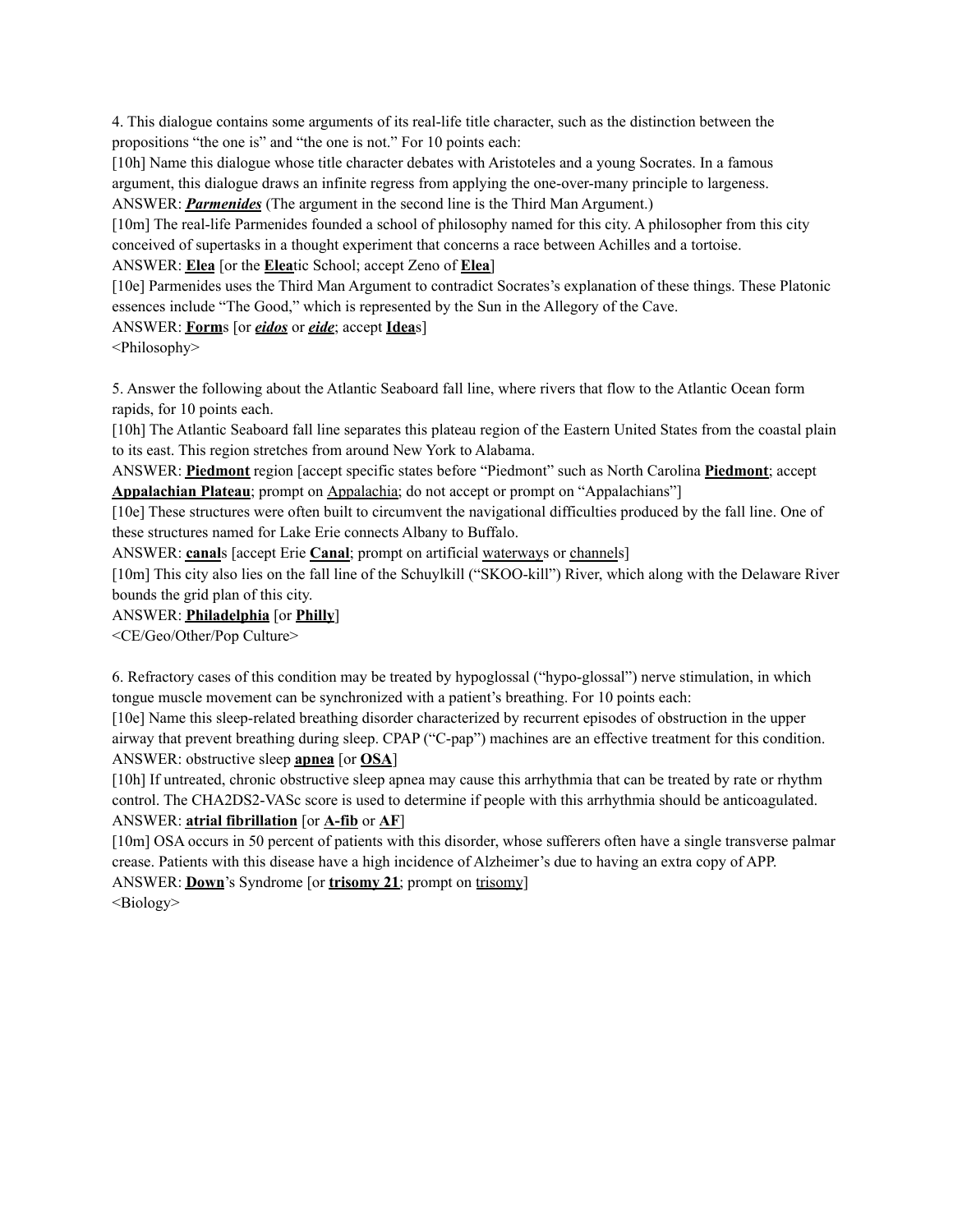4. This dialogue contains some arguments of its real-life title character, such as the distinction between the propositions “the one is” and “the one is not.” For 10 points each:

[10h] Name this dialogue whose title character debates with Aristoteles and a young Socrates. In a famous argument, this dialogue draws an infinite regress from applying the one-over-many principle to largeness.

ANSWER: ***Parmenides*** (The argument in the second line is the Third Man Argument.)

[10m] The real-life Parmenides founded a school of philosophy named for this city. A philosopher from this city conceived of supertasks in a thought experiment that concerns a race between Achilles and a tortoise.

ANSWER: **Elea** [or the **Elea**tic School; accept Zeno of **Elea**]

[10e] Parmenides uses the Third Man Argument to contradict Socrates’s explanation of these things. These Platonic essences include “The Good,” which is represented by the Sun in the Allegory of the Cave.

ANSWER: **Form**s [or ***eidos*** or ***eide***; accept **Idea**s]

<Philosophy>

5. Answer the following about the Atlantic Seaboard fall line, where rivers that flow to the Atlantic Ocean form rapids, for 10 points each.

[10h] The Atlantic Seaboard fall line separates this plateau region of the Eastern United States from the coastal plain to its east. This region stretches from around New York to Alabama.

ANSWER: **Piedmont** region [accept specific states before “Piedmont” such as North Carolina **Piedmont**; accept **Appalachian Plateau**; prompt on Appalachia; do not accept or prompt on “Appalachians”]

[10e] These structures were often built to circumvent the navigational difficulties produced by the fall line. One of these structures named for Lake Erie connects Albany to Buffalo.

ANSWER: **canal**s [accept Erie **Canal**; prompt on artificial waterways or channels]

[10m] This city also lies on the fall line of the Schuylkill (“SKOO-kill”) River, which along with the Delaware River bounds the grid plan of this city.

ANSWER: **Philadelphia** [or **Philly**]

<CE/Geo/Other/Pop Culture>

6. Refractory cases of this condition may be treated by hypoglossal (“hypo-glossal”) nerve stimulation, in which tongue muscle movement can be synchronized with a patient’s breathing. For 10 points each:

[10e] Name this sleep-related breathing disorder characterized by recurrent episodes of obstruction in the upper airway that prevent breathing during sleep. CPAP (“C-pap”) machines are an effective treatment for this condition.

ANSWER: obstructive sleep **apnea** [or **OSA**]

[10h] If untreated, chronic obstructive sleep apnea may cause this arrhythmia that can be treated by rate or rhythm control. The CHA2DS2-VASc score is used to determine if people with this arrhythmia should be anticoagulated.

ANSWER: **atrial fibrillation** [or **A-fib** or **AF**]

[10m] OSA occurs in 50 percent of patients with this disorder, whose sufferers often have a single transverse palmar crease. Patients with this disease have a high incidence of Alzheimer’s due to having an extra copy of APP.

ANSWER: **Down**’s Syndrome [or **trisomy 21**; prompt on trisomy]

<Biology>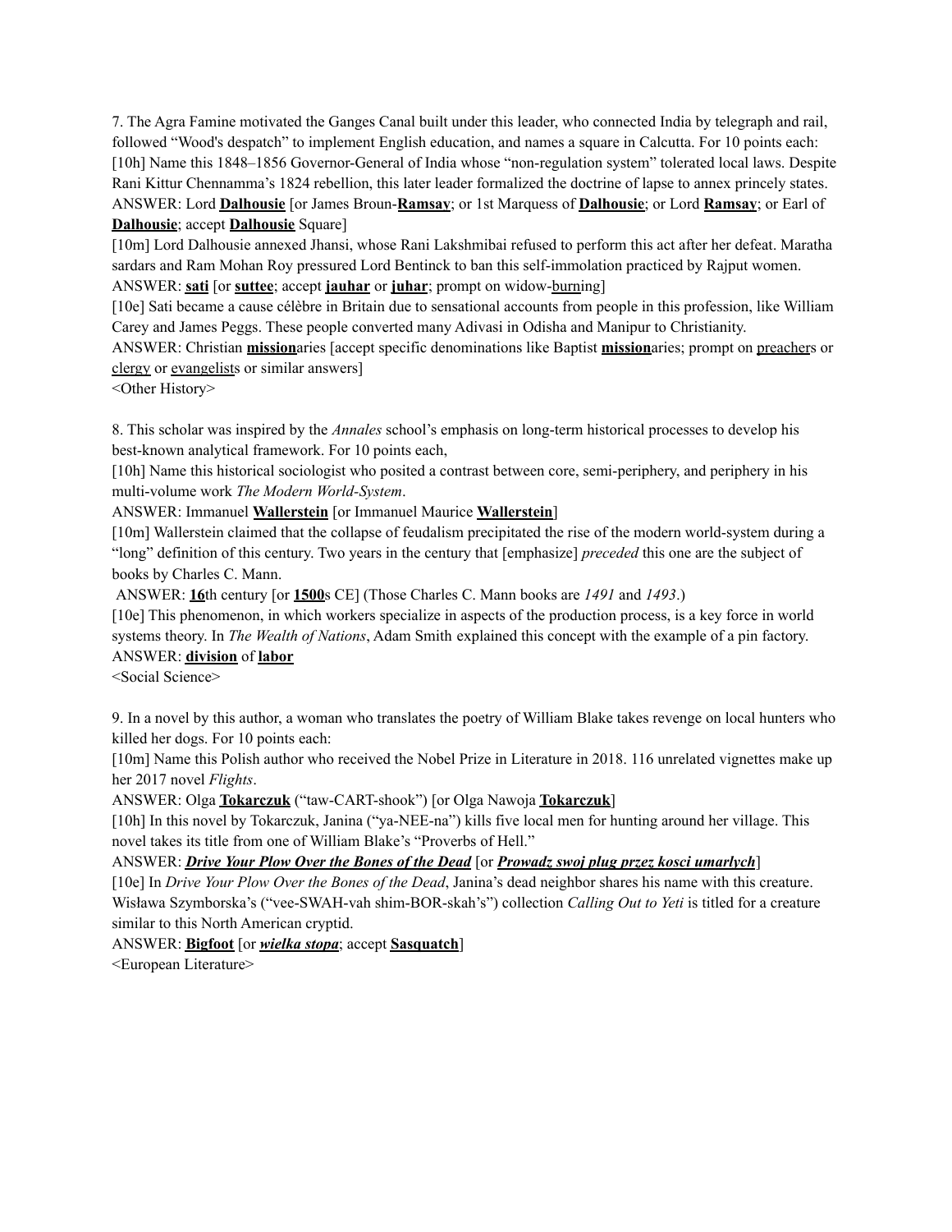7. The Agra Famine motivated the Ganges Canal built under this leader, who connected India by telegraph and rail, followed "Wood's despatch" to implement English education, and names a square in Calcutta. For 10 points each:

[10h] Name this 1848–1856 Governor-General of India whose "non-regulation system" tolerated local laws. Despite Rani Kittur Chennamma's 1824 rebellion, this later leader formalized the doctrine of lapse to annex princely states.

ANSWER: Lord **Dalhousie** [or James Broun-**Ramsay**; or 1st Marquess of **Dalhousie**; or Lord **Ramsay**; or Earl of **Dalhousie**; accept **Dalhousie** Square]

[10m] Lord Dalhousie annexed Jhansi, whose Rani Lakshmibai refused to perform this act after her defeat. Maratha sardars and Ram Mohan Roy pressured Lord Bentinck to ban this self-immolation practiced by Rajput women.

ANSWER: **sati** [or **suttee**; accept **jauhar** or **juhar**; prompt on widow-burning]

[10e] Sati became a cause célèbre in Britain due to sensational accounts from people in this profession, like William Carey and James Peggs. These people converted many Adivasi in Odisha and Manipur to Christianity.

ANSWER: Christian **mission**aries [accept specific denominations like Baptist **mission**aries; prompt on preachers or clergy or evangelists or similar answers]

<Other History>

8. This scholar was inspired by the *Annales* school's emphasis on long-term historical processes to develop his best-known analytical framework. For 10 points each,

[10h] Name this historical sociologist who posited a contrast between core, semi-periphery, and periphery in his multi-volume work *The Modern World-System*.

ANSWER: Immanuel **Wallerstein** [or Immanuel Maurice **Wallerstein**]

[10m] Wallerstein claimed that the collapse of feudalism precipitated the rise of the modern world-system during a "long" definition of this century. Two years in the century that [emphasize] *preceded* this one are the subject of books by Charles C. Mann.

ANSWER: **16**th century [or **1500**s CE] (Those Charles C. Mann books are *1491* and *1493*.)

[10e] This phenomenon, in which workers specialize in aspects of the production process, is a key force in world systems theory. In *The Wealth of Nations*, Adam Smith explained this concept with the example of a pin factory.

ANSWER: **division** of **labor**

<Social Science>

9. In a novel by this author, a woman who translates the poetry of William Blake takes revenge on local hunters who killed her dogs. For 10 points each:

[10m] Name this Polish author who received the Nobel Prize in Literature in 2018. 116 unrelated vignettes make up her 2017 novel *Flights*.

ANSWER: Olga **Tokarczuk** ("taw-CART-shook") [or Olga Nawoja **Tokarczuk**]

[10h] In this novel by Tokarczuk, Janina ("ya-NEE-na") kills five local men for hunting around her village. This novel takes its title from one of William Blake's "Proverbs of Hell."

ANSWER: ***Drive Your Plow Over the Bones of the Dead*** [or ***Prowadz swoj plug przez kosci umarlych***]

[10e] In *Drive Your Plow Over the Bones of the Dead*, Janina's dead neighbor shares his name with this creature. Wisława Szymborska's ("vee-SWAH-vah shim-BOR-skah's") collection *Calling Out to Yeti* is titled for a creature similar to this North American cryptid.

ANSWER: **Bigfoot** [or ***wielka stopa***; accept **Sasquatch**]

<European Literature>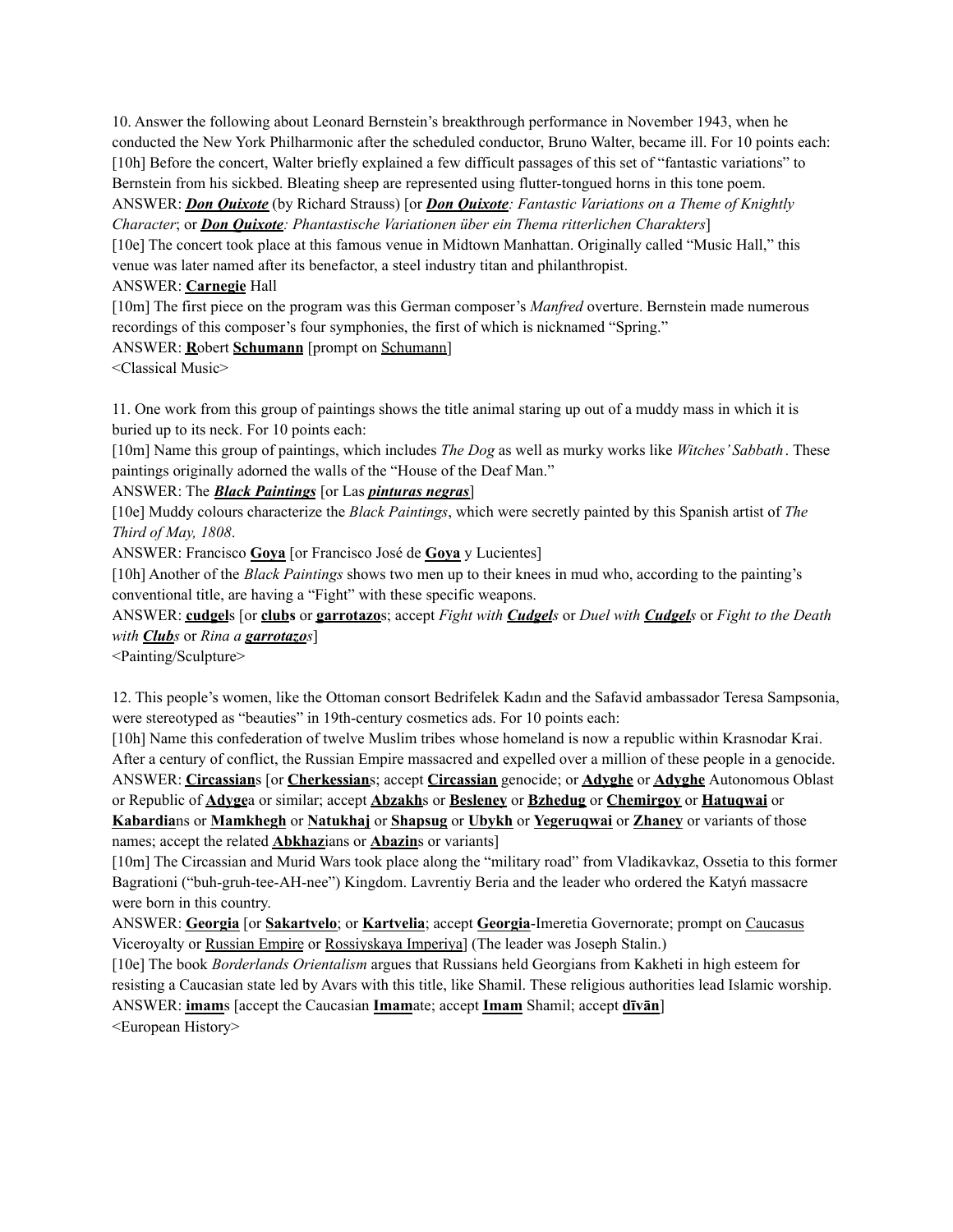10. Answer the following about Leonard Bernstein's breakthrough performance in November 1943, when he conducted the New York Philharmonic after the scheduled conductor, Bruno Walter, became ill. For 10 points each:

[10h] Before the concert, Walter briefly explained a few difficult passages of this set of "fantastic variations" to Bernstein from his sickbed. Bleating sheep are represented using flutter-tongued horns in this tone poem.

ANSWER: ***Don Quixote*** (by Richard Strauss) [or ***Don Quixote****: Fantastic Variations on a Theme of Knightly Character*; or ***Don Quixote****: Phantastische Variationen über ein Thema ritterlichen Charakters*]

[10e] The concert took place at this famous venue in Midtown Manhattan. Originally called "Music Hall," this venue was later named after its benefactor, a steel industry titan and philanthropist.

ANSWER: **Carnegie** Hall

[10m] The first piece on the program was this German composer's *Manfred* overture. Bernstein made numerous recordings of this composer's four symphonies, the first of which is nicknamed "Spring."

ANSWER: **R**obert **Schumann** [prompt on Schumann]

<Classical Music>

11. One work from this group of paintings shows the title animal staring up out of a muddy mass in which it is buried up to its neck. For 10 points each:

[10m] Name this group of paintings, which includes *The Dog* as well as murky works like *Witches' Sabbath*. These paintings originally adorned the walls of the "House of the Deaf Man."

ANSWER: The ***Black Paintings*** [or Las ***pinturas negras***]

[10e] Muddy colours characterize the *Black Paintings*, which were secretly painted by this Spanish artist of *The Third of May, 1808*.

ANSWER: Francisco **Goya** [or Francisco José de **Goya** y Lucientes]

[10h] Another of the *Black Paintings* shows two men up to their knees in mud who, according to the painting's conventional title, are having a "Fight" with these specific weapons.

ANSWER: **cudgel**s [or **clubs** or **garrotazo**s; accept *Fight with **Cudgel**s* or *Duel with **Cudgel**s* or *Fight to the Death with **Club**s* or *Rina a **garrotazo**s*]

<Painting/Sculpture>

12. This people's women, like the Ottoman consort Bedrifelek Kadın and the Safavid ambassador Teresa Sampsonia, were stereotyped as "beauties" in 19th-century cosmetics ads. For 10 points each:

[10h] Name this confederation of twelve Muslim tribes whose homeland is now a republic within Krasnodar Krai. After a century of conflict, the Russian Empire massacred and expelled over a million of these people in a genocide.

ANSWER: **Circassian**s [or **Cherkessian**s; accept **Circassian** genocide; or **Adyghe** or **Adyghe** Autonomous Oblast or Republic of **Adyge**a or similar; accept **Abzakh**s or **Besleney** or **Bzhedug** or **Chemirgoy** or **Hatuqwai** or **Kabardia**ns or **Mamkhegh** or **Natukhaj** or **Shapsug** or **Ubykh** or **Yegeruqwai** or **Zhaney** or variants of those names; accept the related **Abkhaz**ians or **Abazin**s or variants]

[10m] The Circassian and Murid Wars took place along the "military road" from Vladikavkaz, Ossetia to this former Bagrationi ("buh-gruh-tee-AH-nee") Kingdom. Lavrentiy Beria and the leader who ordered the Katyń massacre were born in this country.

ANSWER: **Georgia** [or **Sakartvelo**; or **Kartvelia**; accept **Georgia**-Imeretia Governorate; prompt on Caucasus Viceroyalty or Russian Empire or Rossiyskaya Imperiya] (The leader was Joseph Stalin.)

[10e] The book *Borderlands Orientalism* argues that Russians held Georgians from Kakheti in high esteem for resisting a Caucasian state led by Avars with this title, like Shamil. These religious authorities lead Islamic worship.

ANSWER: **imam**s [accept the Caucasian **Imam**ate; accept **Imam** Shamil; accept **dīvān**]

<European History>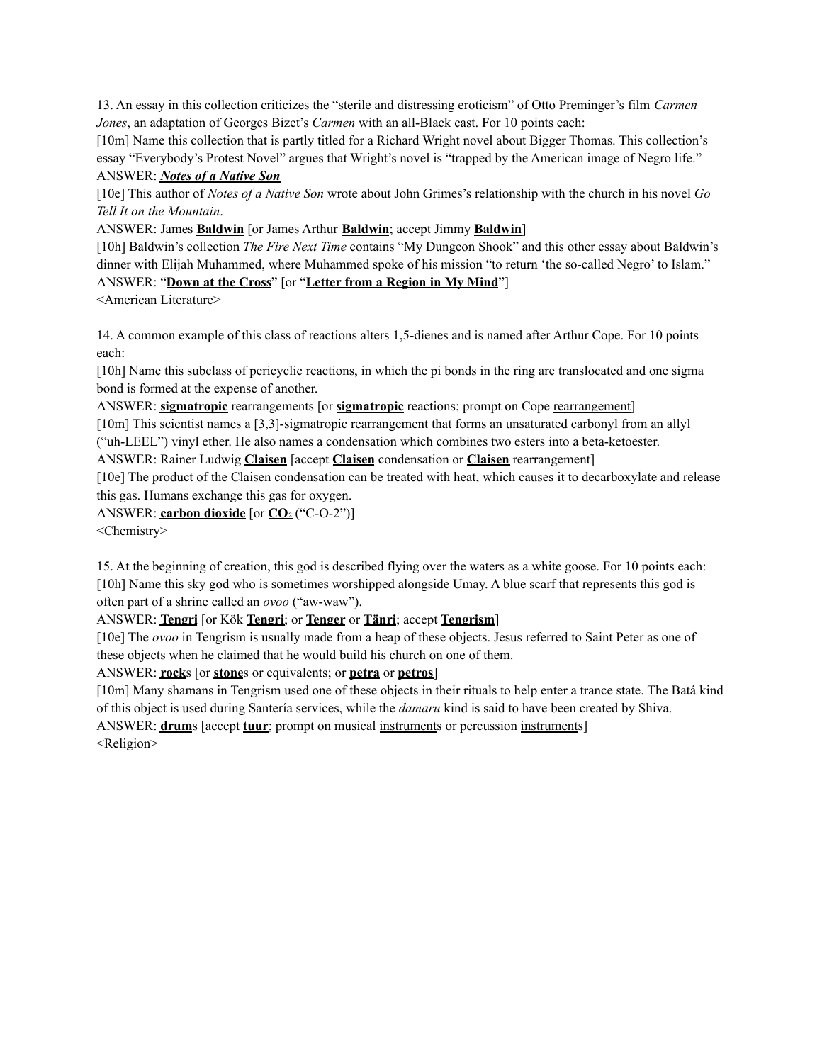13. An essay in this collection criticizes the "sterile and distressing eroticism" of Otto Preminger's film *Carmen Jones*, an adaptation of Georges Bizet's *Carmen* with an all-Black cast. For 10 points each:

[10m] Name this collection that is partly titled for a Richard Wright novel about Bigger Thomas. This collection's essay "Everybody's Protest Novel" argues that Wright's novel is "trapped by the American image of Negro life."

ANSWER: ***Notes of a Native Son***

[10e] This author of *Notes of a Native Son* wrote about John Grimes's relationship with the church in his novel *Go Tell It on the Mountain*.

ANSWER: James **Baldwin** [or James Arthur **Baldwin**; accept Jimmy **Baldwin**]

[10h] Baldwin's collection *The Fire Next Time* contains "My Dungeon Shook" and this other essay about Baldwin's dinner with Elijah Muhammed, where Muhammed spoke of his mission "to return 'the so-called Negro' to Islam."

ANSWER: "**Down at the Cross**" [or "**Letter from a Region in My Mind**"]

<American Literature>

14. A common example of this class of reactions alters 1,5-dienes and is named after Arthur Cope. For 10 points each:

[10h] Name this subclass of pericyclic reactions, in which the pi bonds in the ring are translocated and one sigma bond is formed at the expense of another.

ANSWER: **sigmatropic** rearrangements [or **sigmatropic** reactions; prompt on Cope rearrangement]

[10m] This scientist names a [3,3]-sigmatropic rearrangement that forms an unsaturated carbonyl from an allyl ("uh-LEEL") vinyl ether. He also names a condensation which combines two esters into a beta-ketoester.

ANSWER: Rainer Ludwig **Claisen** [accept **Claisen** condensation or **Claisen** rearrangement]

[10e] The product of the Claisen condensation can be treated with heat, which causes it to decarboxylate and release this gas. Humans exchange this gas for oxygen.

ANSWER: **carbon dioxide** [or **$CO_2$** ("C-O-2")]

<Chemistry>

15. At the beginning of creation, this god is described flying over the waters as a white goose. For 10 points each:

[10h] Name this sky god who is sometimes worshipped alongside Umay. A blue scarf that represents this god is often part of a shrine called an *ovoo* ("aw-waw").

ANSWER: **Tengri** [or Kök **Tengri**; or **Tenger** or **Tänri**; accept **Tengrism**]

[10e] The *ovoo* in Tengrism is usually made from a heap of these objects. Jesus referred to Saint Peter as one of these objects when he claimed that he would build his church on one of them.

ANSWER: **rock**s [or **stone**s or equivalents; or **petra** or **petros**]

[10m] Many shamans in Tengrism used one of these objects in their rituals to help enter a trance state. The Batá kind of this object is used during Santería services, while the *damaru* kind is said to have been created by Shiva.

ANSWER: **drum**s [accept **tuur**; prompt on musical instruments or percussion instruments]

<Religion>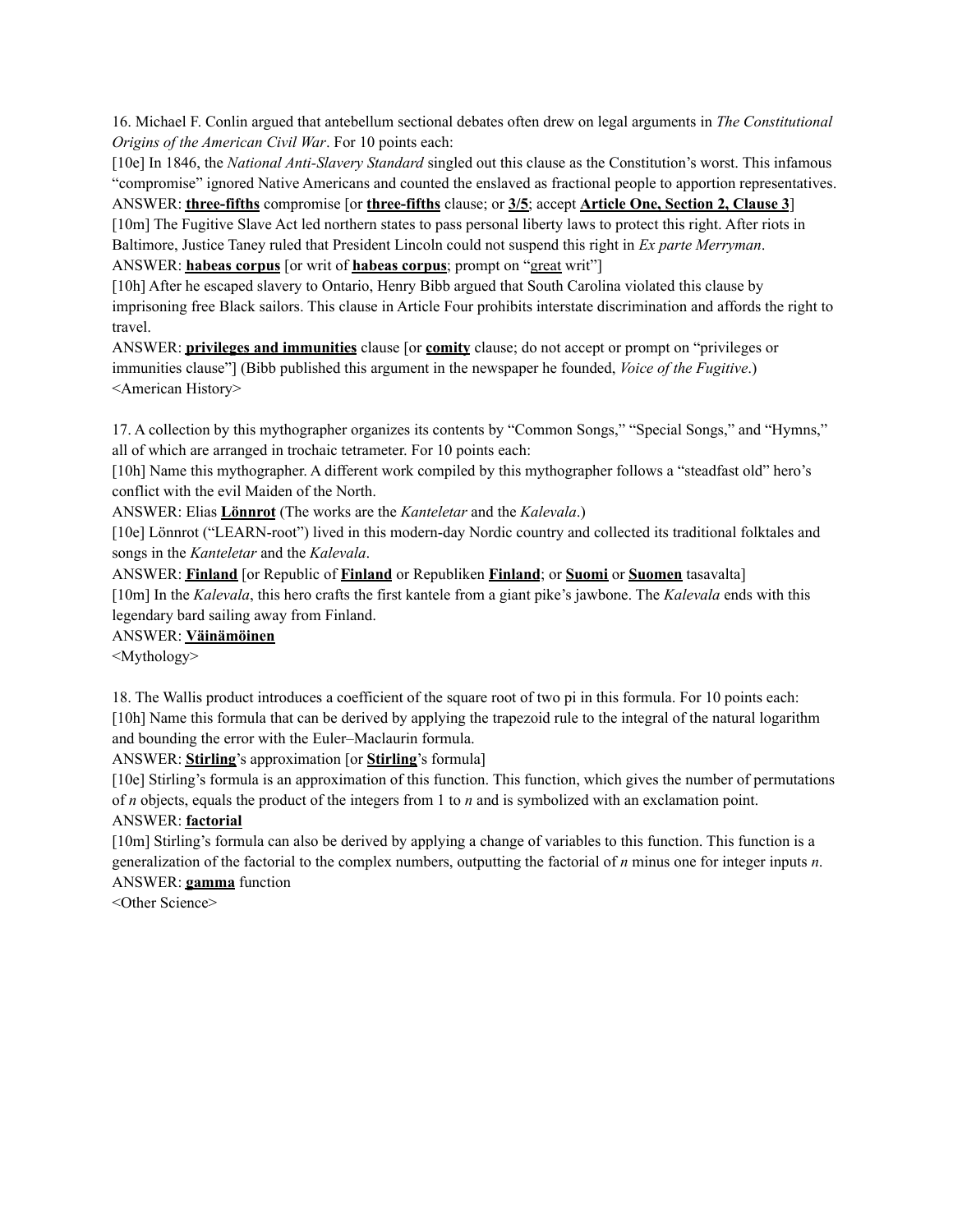16. Michael F. Conlin argued that antebellum sectional debates often drew on legal arguments in *The Constitutional Origins of the American Civil War*. For 10 points each:

[10e] In 1846, the *National Anti-Slavery Standard* singled out this clause as the Constitution's worst. This infamous "compromise" ignored Native Americans and counted the enslaved as fractional people to apportion representatives.

ANSWER: **three-fifths** compromise [or **three-fifths** clause; or **3/5**; accept **Article One, Section 2, Clause 3**]

[10m] The Fugitive Slave Act led northern states to pass personal liberty laws to protect this right. After riots in Baltimore, Justice Taney ruled that President Lincoln could not suspend this right in *Ex parte Merryman*.

ANSWER: **habeas corpus** [or writ of **habeas corpus**; prompt on "great writ"]

[10h] After he escaped slavery to Ontario, Henry Bibb argued that South Carolina violated this clause by imprisoning free Black sailors. This clause in Article Four prohibits interstate discrimination and affords the right to travel.

ANSWER: **privileges and immunities** clause [or **comity** clause; do not accept or prompt on "privileges or immunities clause"] (Bibb published this argument in the newspaper he founded, *Voice of the Fugitive*.)

<American History>

17. A collection by this mythographer organizes its contents by "Common Songs," "Special Songs," and "Hymns," all of which are arranged in trochaic tetrameter. For 10 points each:

[10h] Name this mythographer. A different work compiled by this mythographer follows a "steadfast old" hero's conflict with the evil Maiden of the North.

ANSWER: Elias **Lönnrot** (The works are the *Kanteletar* and the *Kalevala*.)

[10e] Lönnrot ("LEARN-root") lived in this modern-day Nordic country and collected its traditional folktales and songs in the *Kanteletar* and the *Kalevala*.

ANSWER: **Finland** [or Republic of **Finland** or Republiken **Finland**; or **Suomi** or **Suomen** tasavalta]

[10m] In the *Kalevala*, this hero crafts the first kantele from a giant pike's jawbone. The *Kalevala* ends with this legendary bard sailing away from Finland.

ANSWER: **Väinämöinen**

<Mythology>

18. The Wallis product introduces a coefficient of the square root of two pi in this formula. For 10 points each:

[10h] Name this formula that can be derived by applying the trapezoid rule to the integral of the natural logarithm and bounding the error with the Euler–Maclaurin formula.

ANSWER: **Stirling**'s approximation [or **Stirling**'s formula]

[10e] Stirling's formula is an approximation of this function. This function, which gives the number of permutations of *n* objects, equals the product of the integers from 1 to *n* and is symbolized with an exclamation point.

ANSWER: **factorial**

[10m] Stirling's formula can also be derived by applying a change of variables to this function. This function is a generalization of the factorial to the complex numbers, outputting the factorial of *n* minus one for integer inputs *n*.

ANSWER: **gamma** function

<Other Science>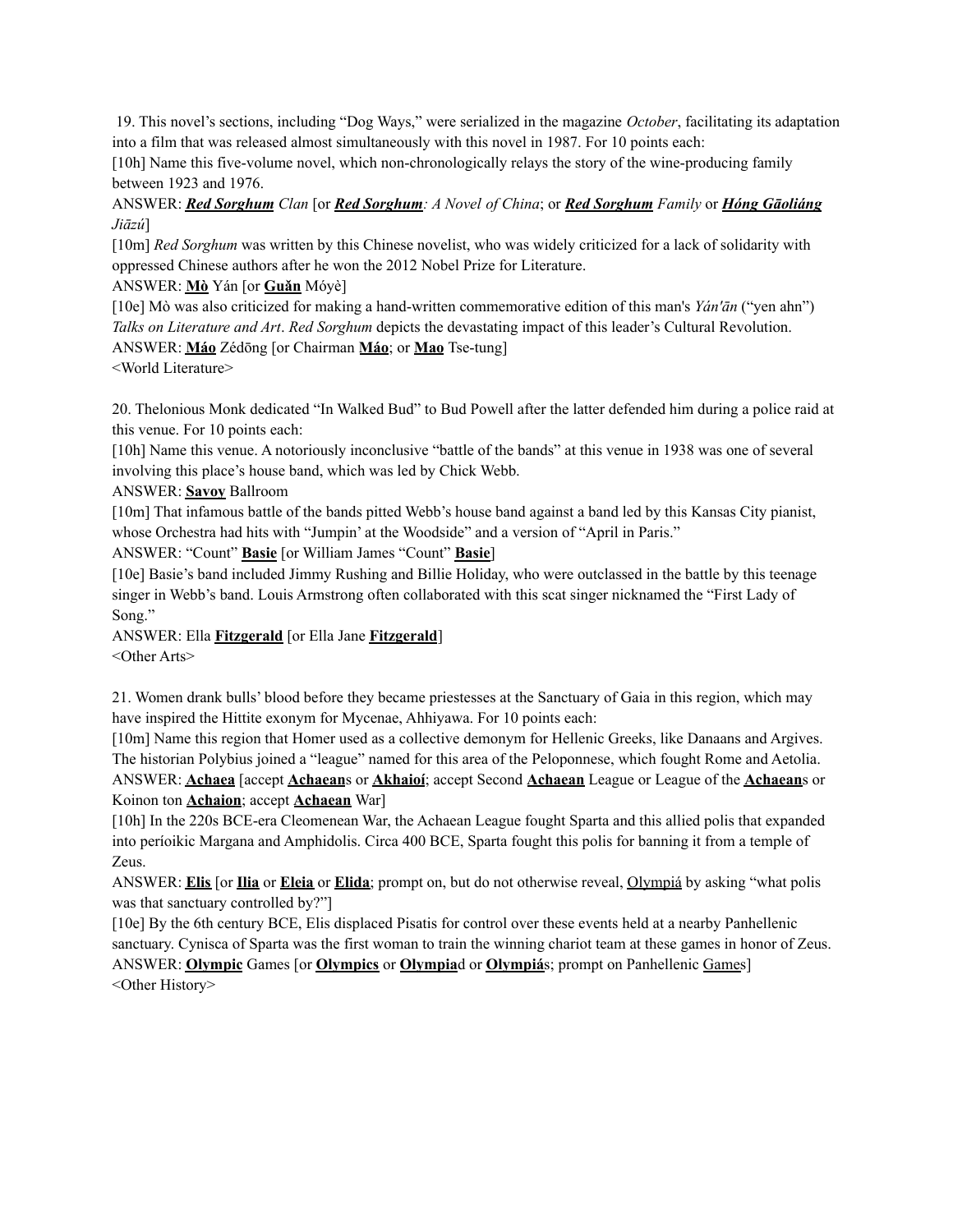19. This novel's sections, including "Dog Ways," were serialized in the magazine *October*, facilitating its adaptation into a film that was released almost simultaneously with this novel in 1987. For 10 points each:

[10h] Name this five-volume novel, which non-chronologically relays the story of the wine-producing family between 1923 and 1976.

ANSWER: ***Red Sorghum** Clan* [or ***Red Sorghum**: A Novel of China*; or ***Red Sorghum** Family* or ***Hóng Gāoliáng** Jiāzú*]

[10m] *Red Sorghum* was written by this Chinese novelist, who was widely criticized for a lack of solidarity with oppressed Chinese authors after he won the 2012 Nobel Prize for Literature.

ANSWER: **Mò** Yán [or **Guǎn** Móyè]

[10e] Mò was also criticized for making a hand-written commemorative edition of this man's *Yán'ān* ("yen ahn") *Talks on Literature and Art*. *Red Sorghum* depicts the devastating impact of this leader's Cultural Revolution.

ANSWER: **Máo** Zédōng [or Chairman **Máo**; or **Mao** Tse-tung]

<World Literature>

20. Thelonious Monk dedicated "In Walked Bud" to Bud Powell after the latter defended him during a police raid at this venue. For 10 points each:

[10h] Name this venue. A notoriously inconclusive "battle of the bands" at this venue in 1938 was one of several involving this place's house band, which was led by Chick Webb.

ANSWER: **Savoy** Ballroom

[10m] That infamous battle of the bands pitted Webb's house band against a band led by this Kansas City pianist, whose Orchestra had hits with "Jumpin' at the Woodside" and a version of "April in Paris."

ANSWER: "Count" **Basie** [or William James "Count" **Basie**]

[10e] Basie's band included Jimmy Rushing and Billie Holiday, who were outclassed in the battle by this teenage singer in Webb's band. Louis Armstrong often collaborated with this scat singer nicknamed the "First Lady of Song."

ANSWER: Ella **Fitzgerald** [or Ella Jane **Fitzgerald**]

<Other Arts>

21. Women drank bulls' blood before they became priestesses at the Sanctuary of Gaia in this region, which may have inspired the Hittite exonym for Mycenae, Ahhiyawa. For 10 points each:

[10m] Name this region that Homer used as a collective demonym for Hellenic Greeks, like Danaans and Argives. The historian Polybius joined a "league" named for this area of the Peloponnese, which fought Rome and Aetolia.

ANSWER: **Achaea** [accept **Achaean**s or **Akhaioí**; accept Second **Achaean** League or League of the **Achaean**s or Koinon ton **Achaion**; accept **Achaean** War]

[10h] In the 220s BCE-era Cleomenean War, the Achaean League fought Sparta and this allied polis that expanded into períoikic Margana and Amphidolis. Circa 400 BCE, Sparta fought this polis for banning it from a temple of Zeus.

ANSWER: **Elis** [or **Ilia** or **Eleia** or **Elida**; prompt on, but do not otherwise reveal, Olympiá by asking "what polis was that sanctuary controlled by?"]

[10e] By the 6th century BCE, Elis displaced Pisatis for control over these events held at a nearby Panhellenic sanctuary. Cynisca of Sparta was the first woman to train the winning chariot team at these games in honor of Zeus.

ANSWER: **Olympic** Games [or **Olympics** or **Olympia**d or **Olympiá**s; prompt on Panhellenic Games]

<Other History>